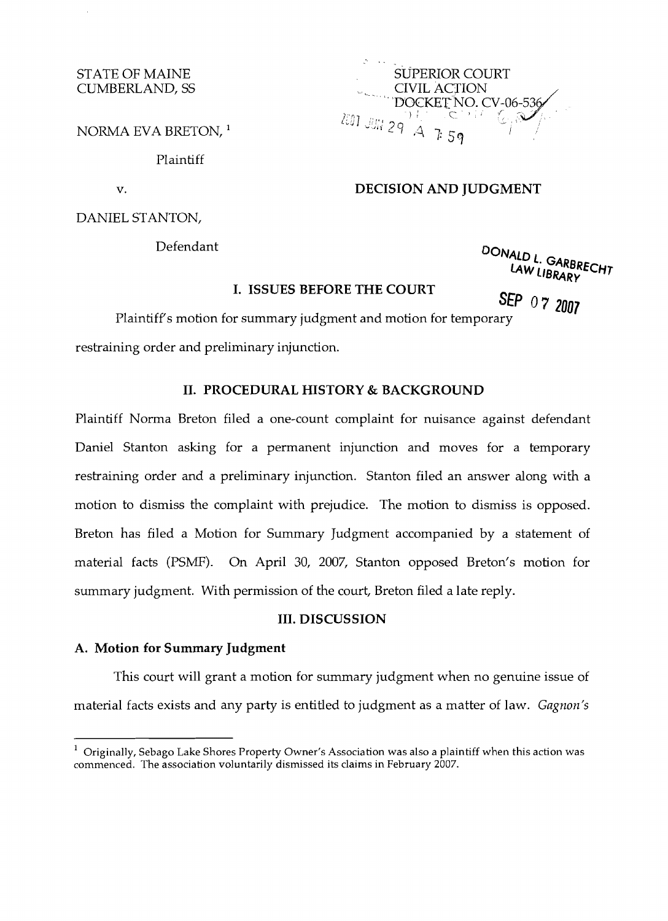STATE OF MAINE
CUMBERLAND, SS

SUPERIOR COURT
CIVIL ACTION
DOCKET NO. CV-06-536

NORMA EVA BRETON,[1]

Plaintiff

v.

DECISION AND JUDGMENT

DANIEL STANTON,

Defendant

DONALD L. GARBRECHT
LAW LIBRARY

SEP 07 2007

## I. ISSUES BEFORE THE COURT

Plaintiff's motion for summary judgment and motion for temporary restraining order and preliminary injunction.

## II. PROCEDURAL HISTORY & BACKGROUND

Plaintiff Norma Breton filed a one-count complaint for nuisance against defendant Daniel Stanton asking for a permanent injunction and moves for a temporary restraining order and a preliminary injunction. Stanton filed an answer along with a motion to dismiss the complaint with prejudice. The motion to dismiss is opposed. Breton has filed a Motion for Summary Judgment accompanied by a statement of material facts (PSMF). On April 30, 2007, Stanton opposed Breton's motion for summary judgment. With permission of the court, Breton filed a late reply.

## III. DISCUSSION

### A. Motion for Summary Judgment

This court will grant a motion for summary judgment when no genuine issue of material facts exists and any party is entitled to judgment as a matter of law. *Gagnon's*

---

[1] Originally, Sebago Lake Shores Property Owner's Association was also a plaintiff when this action was commenced. The association voluntarily dismissed its claims in February 2007.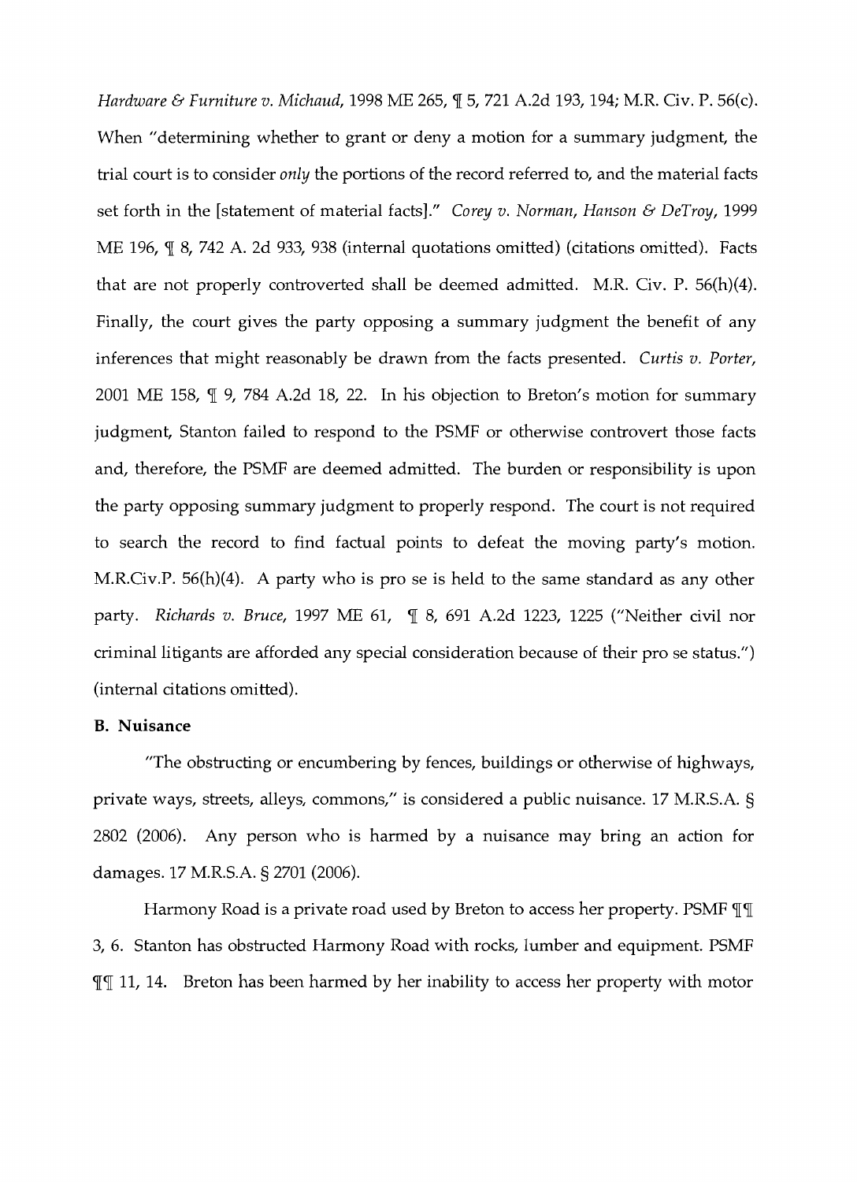*Hardware & Furniture v. Michaud*, 1998 ME 265, ¶ 5, 721 A.2d 193, 194; M.R. Civ. P. 56(c). When "determining whether to grant or deny a motion for a summary judgment, the trial court is to consider *only* the portions of the record referred to, and the material facts set forth in the [statement of material facts]." *Corey v. Norman, Hanson & DeTroy*, 1999 ME 196, ¶ 8, 742 A. 2d 933, 938 (internal quotations omitted) (citations omitted). Facts that are not properly controverted shall be deemed admitted. M.R. Civ. P. 56(h)(4). Finally, the court gives the party opposing a summary judgment the benefit of any inferences that might reasonably be drawn from the facts presented. *Curtis v. Porter*, 2001 ME 158, ¶ 9, 784 A.2d 18, 22. In his objection to Breton's motion for summary judgment, Stanton failed to respond to the PSMF or otherwise controvert those facts and, therefore, the PSMF are deemed admitted. The burden or responsibility is upon the party opposing summary judgment to properly respond. The court is not required to search the record to find factual points to defeat the moving party's motion. M.R.Civ.P. 56(h)(4). A party who is pro se is held to the same standard as any other party. *Richards v. Bruce*, 1997 ME 61, ¶ 8, 691 A.2d 1223, 1225 ("Neither civil nor criminal litigants are afforded any special consideration because of their pro se status.") (internal citations omitted).

**B. Nuisance**

"The obstructing or encumbering by fences, buildings or otherwise of highways, private ways, streets, alleys, commons," is considered a public nuisance. 17 M.R.S.A. § 2802 (2006). Any person who is harmed by a nuisance may bring an action for damages. 17 M.R.S.A. § 2701 (2006).

Harmony Road is a private road used by Breton to access her property. PSMF ¶¶ 3, 6. Stanton has obstructed Harmony Road with rocks, lumber and equipment. PSMF ¶¶ 11, 14. Breton has been harmed by her inability to access her property with motor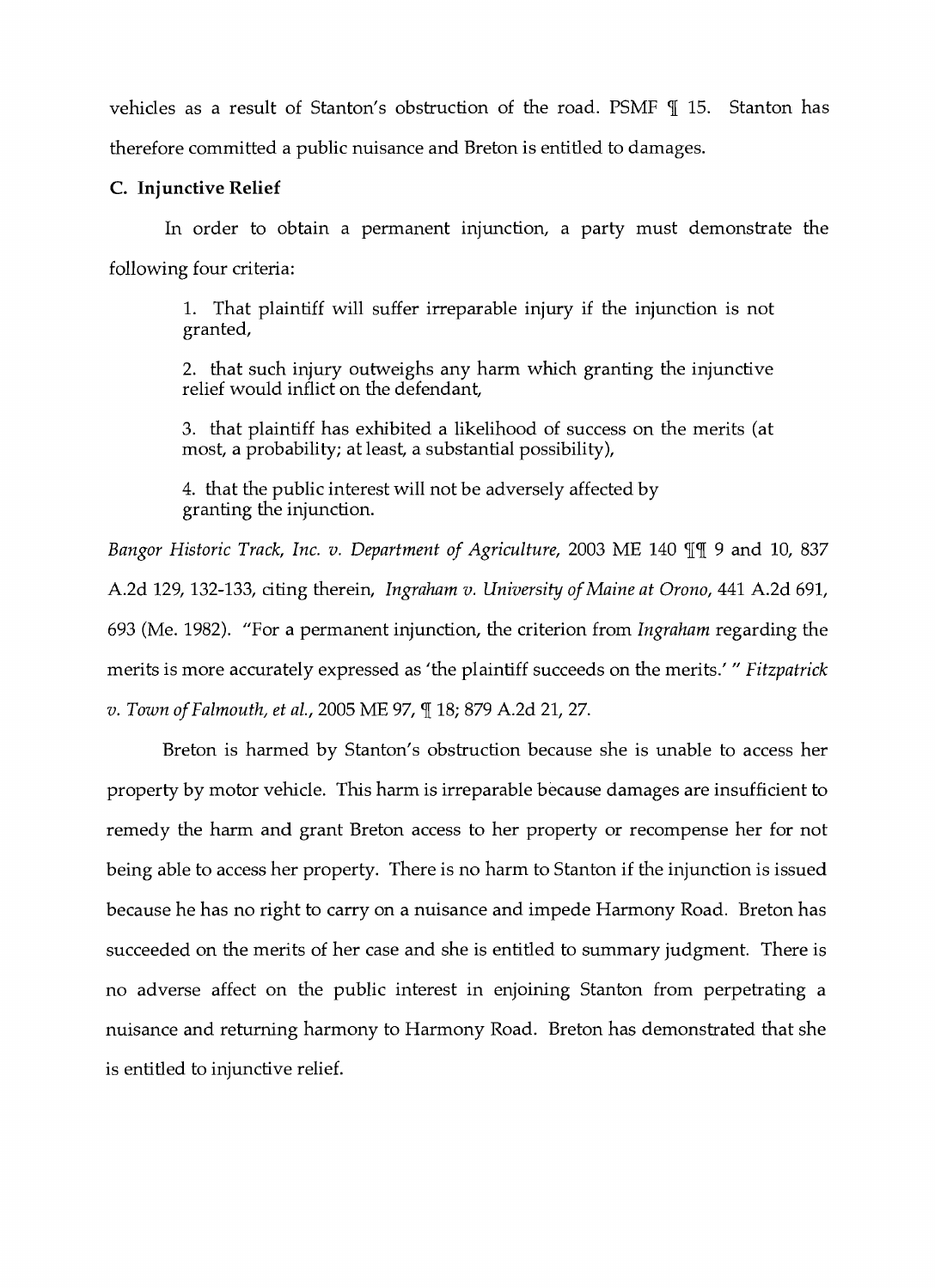vehicles as a result of Stanton's obstruction of the road. PSMF ¶ 15. Stanton has therefore committed a public nuisance and Breton is entitled to damages.

### C. Injunctive Relief

In order to obtain a permanent injunction, a party must demonstrate the following four criteria:

> 1. That plaintiff will suffer irreparable injury if the injunction is not granted,
>
> 2. that such injury outweighs any harm which granting the injunctive relief would inflict on the defendant,
>
> 3. that plaintiff has exhibited a likelihood of success on the merits (at most, a probability; at least, a substantial possibility),
>
> 4. that the public interest will not be adversely affected by granting the injunction.

*Bangor Historic Track, Inc. v. Department of Agriculture*, 2003 ME 140 ¶¶ 9 and 10, 837 A.2d 129, 132-133, citing therein, *Ingraham v. University of Maine at Orono*, 441 A.2d 691, 693 (Me. 1982). "For a permanent injunction, the criterion from *Ingraham* regarding the merits is more accurately expressed as 'the plaintiff succeeds on the merits.' " *Fitzpatrick v. Town of Falmouth, et al.*, 2005 ME 97, ¶ 18; 879 A.2d 21, 27.

Breton is harmed by Stanton's obstruction because she is unable to access her property by motor vehicle. This harm is irreparable because damages are insufficient to remedy the harm and grant Breton access to her property or recompense her for not being able to access her property. There is no harm to Stanton if the injunction is issued because he has no right to carry on a nuisance and impede Harmony Road. Breton has succeeded on the merits of her case and she is entitled to summary judgment. There is no adverse affect on the public interest in enjoining Stanton from perpetrating a nuisance and returning harmony to Harmony Road. Breton has demonstrated that she is entitled to injunctive relief.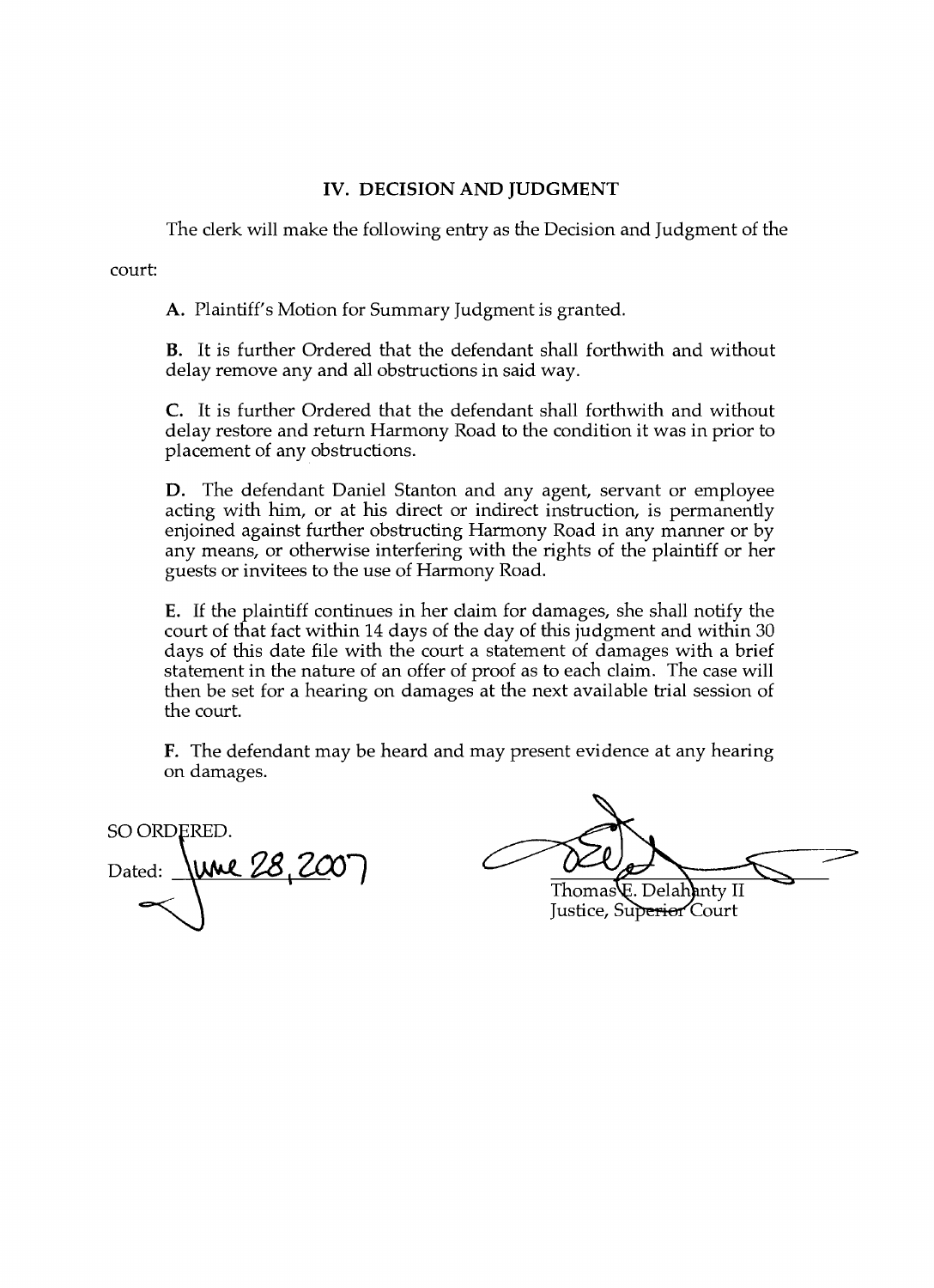## IV. DECISION AND JUDGMENT

The clerk will make the following entry as the Decision and Judgment of the court:

**A.** Plaintiff's Motion for Summary Judgment is granted.

**B.** It is further Ordered that the defendant shall forthwith and without delay remove any and all obstructions in said way.

**C.** It is further Ordered that the defendant shall forthwith and without delay restore and return Harmony Road to the condition it was in prior to placement of any obstructions.

**D.** The defendant Daniel Stanton and any agent, servant or employee acting with him, or at his direct or indirect instruction, is permanently enjoined against further obstructing Harmony Road in any manner or by any means, or otherwise interfering with the rights of the plaintiff or her guests or invitees to the use of Harmony Road.

**E.** If the plaintiff continues in her claim for damages, she shall notify the court of that fact within 14 days of the day of this judgment and within 30 days of this date file with the court a statement of damages with a brief statement in the nature of an offer of proof as to each claim. The case will then be set for a hearing on damages at the next available trial session of the court.

**F.** The defendant may be heard and may present evidence at any hearing on damages.

SO ORDERED.

Dated: June 28, 2007

Thomas E. Delahanty II
Justice, Superior Court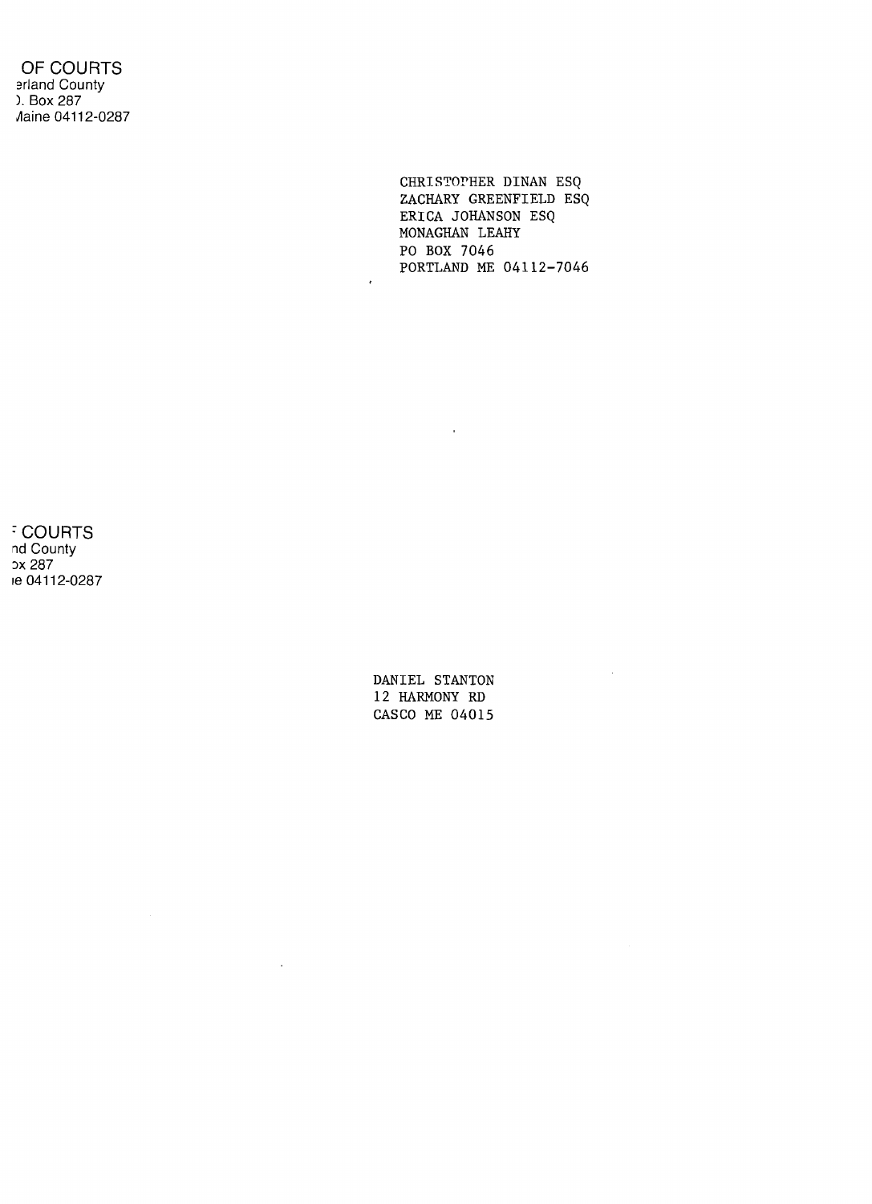OF COURTS
erland County
). Box 287
Aaine 04112-0287

CHRISTOPHER DINAN ESQ
ZACHARY GREENFIELD ESQ
ERICA JOHANSON ESQ
MONAGHAN LEAHY
PO BOX 7046
PORTLAND ME 04112-7046

COURTS
nd County
ox 287
e 04112-0287

DANIEL STANTON
12 HARMONY RD
CASCO ME 04015